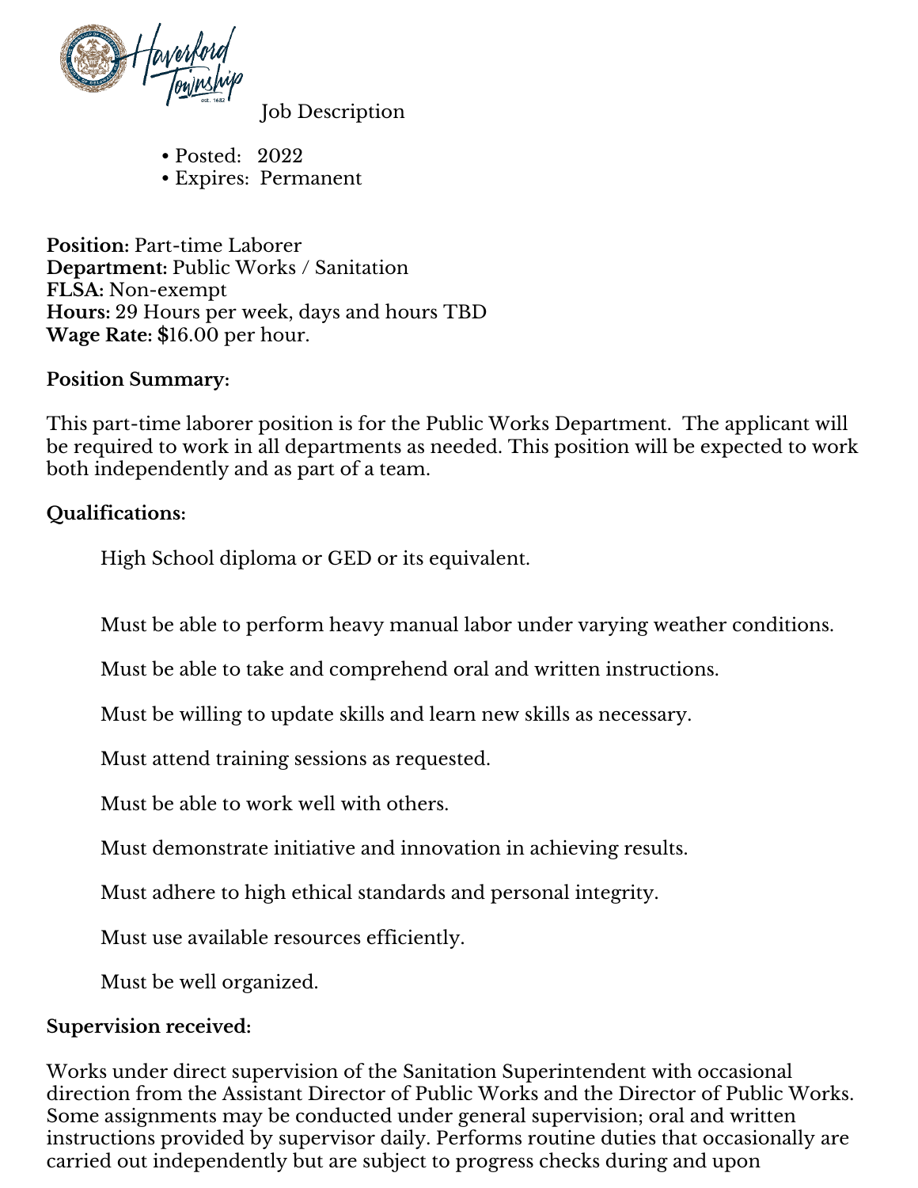Job Description

- Posted: 2022
- Expires: Permanent

**Position:** Part-time Laborer
**Department:** Public Works / Sanitation
**FLSA:** Non-exempt
**Hours:** 29 Hours per week, days and hours TBD
**Wage Rate:** $16.00 per hour.

**Position Summary:**

This part-time laborer position is for the Public Works Department. The applicant will be required to work in all departments as needed. This position will be expected to work both independently and as part of a team.

**Qualifications:**

High School diploma or GED or its equivalent.

Must be able to perform heavy manual labor under varying weather conditions.

Must be able to take and comprehend oral and written instructions.

Must be willing to update skills and learn new skills as necessary.

Must attend training sessions as requested.

Must be able to work well with others.

Must demonstrate initiative and innovation in achieving results.

Must adhere to high ethical standards and personal integrity.

Must use available resources efficiently.

Must be well organized.

**Supervision received:**

Works under direct supervision of the Sanitation Superintendent with occasional direction from the Assistant Director of Public Works and the Director of Public Works. Some assignments may be conducted under general supervision; oral and written instructions provided by supervisor daily. Performs routine duties that occasionally are carried out independently but are subject to progress checks during and upon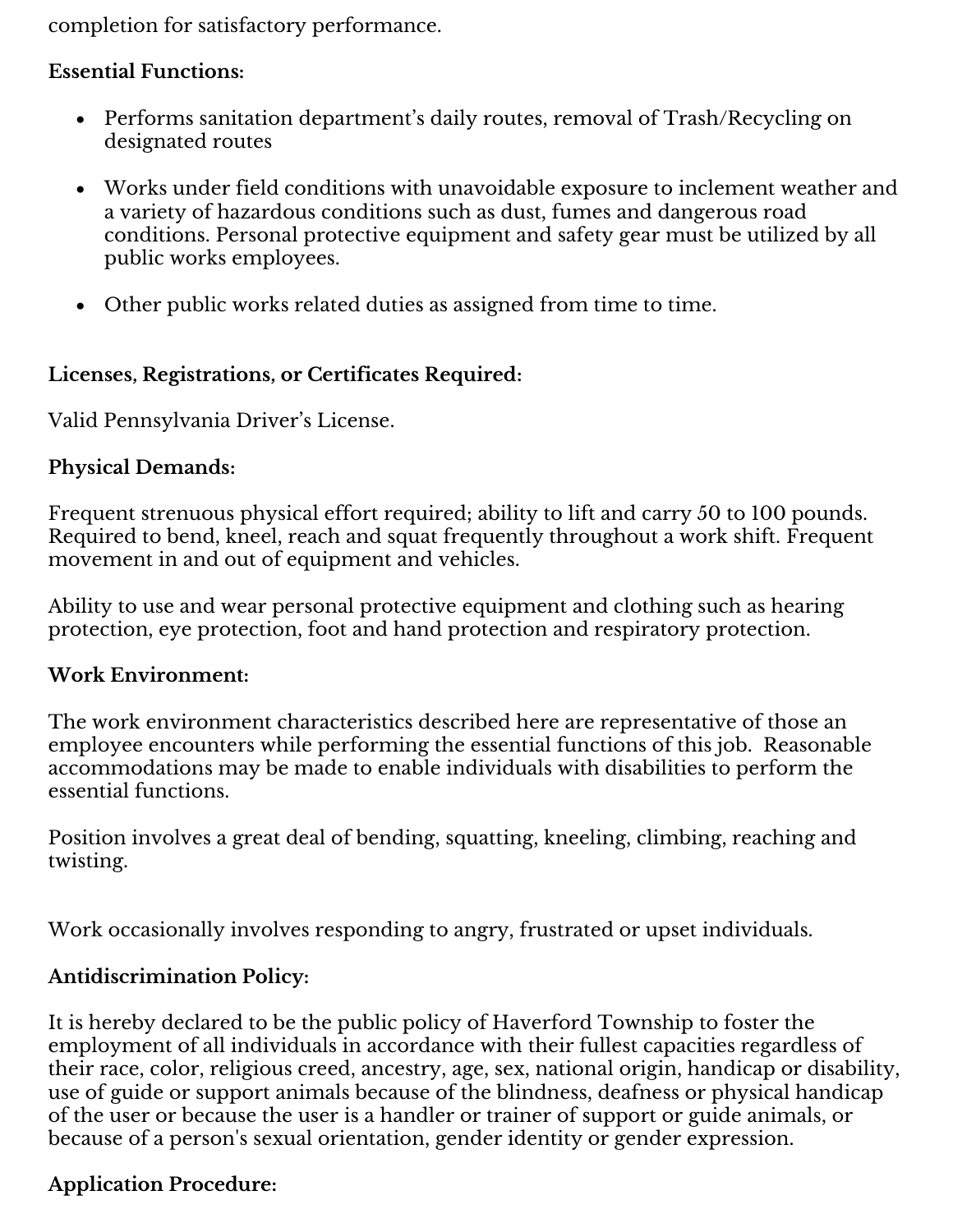completion for satisfactory performance.

**Essential Functions:**

- Performs sanitation department's daily routes, removal of Trash/Recycling on designated routes
- Works under field conditions with unavoidable exposure to inclement weather and a variety of hazardous conditions such as dust, fumes and dangerous road conditions. Personal protective equipment and safety gear must be utilized by all public works employees.
- Other public works related duties as assigned from time to time.

**Licenses, Registrations, or Certificates Required:**

Valid Pennsylvania Driver's License.

**Physical Demands:**

Frequent strenuous physical effort required; ability to lift and carry 50 to 100 pounds. Required to bend, kneel, reach and squat frequently throughout a work shift. Frequent movement in and out of equipment and vehicles.

Ability to use and wear personal protective equipment and clothing such as hearing protection, eye protection, foot and hand protection and respiratory protection.

**Work Environment:**

The work environment characteristics described here are representative of those an employee encounters while performing the essential functions of this job. Reasonable accommodations may be made to enable individuals with disabilities to perform the essential functions.

Position involves a great deal of bending, squatting, kneeling, climbing, reaching and twisting.

Work occasionally involves responding to angry, frustrated or upset individuals.

**Antidiscrimination Policy:**

It is hereby declared to be the public policy of Haverford Township to foster the employment of all individuals in accordance with their fullest capacities regardless of their race, color, religious creed, ancestry, age, sex, national origin, handicap or disability, use of guide or support animals because of the blindness, deafness or physical handicap of the user or because the user is a handler or trainer of support or guide animals, or because of a person's sexual orientation, gender identity or gender expression.

**Application Procedure:**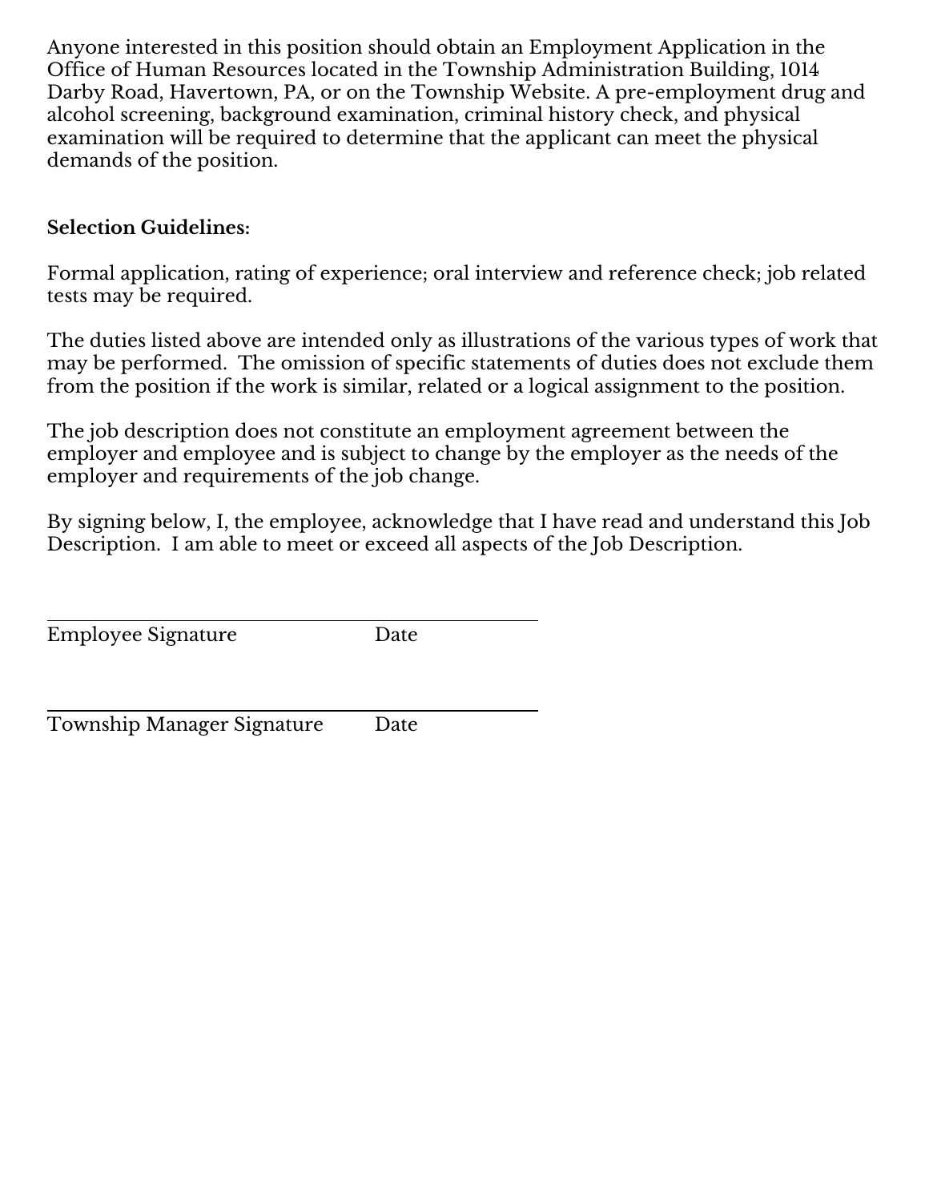Anyone interested in this position should obtain an Employment Application in the Office of Human Resources located in the Township Administration Building, 1014 Darby Road, Havertown, PA, or on the Township Website. A pre-employment drug and alcohol screening, background examination, criminal history check, and physical examination will be required to determine that the applicant can meet the physical demands of the position.

**Selection Guidelines:**

Formal application, rating of experience; oral interview and reference check; job related tests may be required.

The duties listed above are intended only as illustrations of the various types of work that may be performed. The omission of specific statements of duties does not exclude them from the position if the work is similar, related or a logical assignment to the position.

The job description does not constitute an employment agreement between the employer and employee and is subject to change by the employer as the needs of the employer and requirements of the job change.

By signing below, I, the employee, acknowledge that I have read and understand this Job Description. I am able to meet or exceed all aspects of the Job Description.

_______________________________________

Employee Signature Date

_______________________________________

Township Manager Signature Date